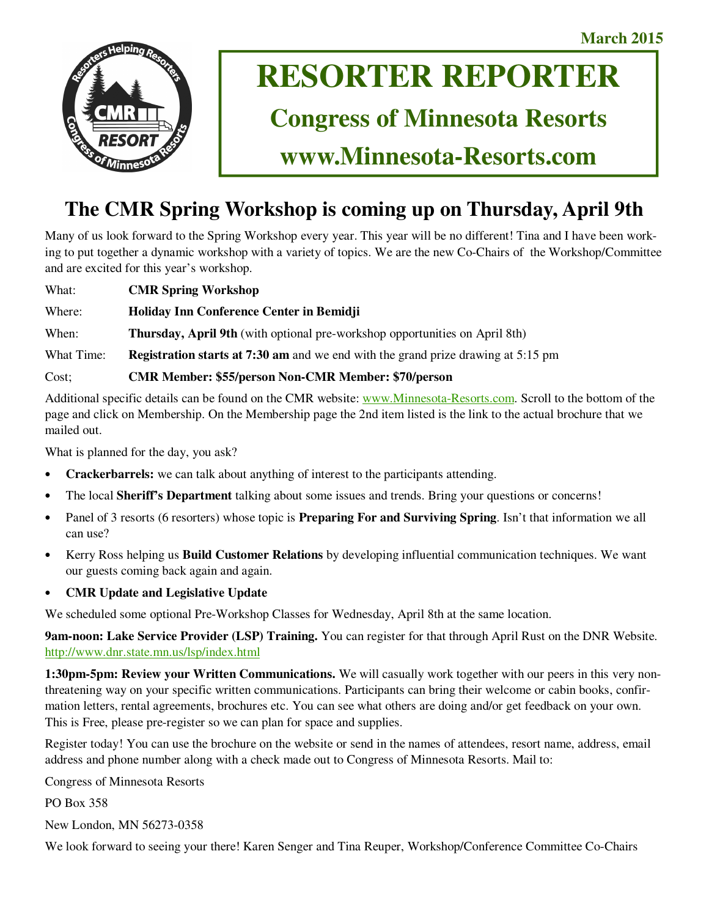March 2015

# RESORTER REPORTER

## Congress of Minnesota Resorts

## www.Minnesota-Resorts.com

## The CMR Spring Workshop is coming up on Thursday, April 9th

Many of us look forward to the Spring Workshop every year. This year will be no different! Tina and I have been working to put together a dynamic workshop with a variety of topics. We are the new Co-Chairs of the Workshop/Committee and are excited for this year's workshop.

What: **CMR Spring Workshop**

Where: **Holiday Inn Conference Center in Bemidji**

When: **Thursday, April 9th** (with optional pre-workshop opportunities on April 8th)

What Time: **Registration starts at 7:30 am** and we end with the grand prize drawing at 5:15 pm

Cost; **CMR Member: $55/person Non-CMR Member: $70/person**

Additional specific details can be found on the CMR website: www.Minnesota-Resorts.com. Scroll to the bottom of the page and click on Membership. On the Membership page the 2nd item listed is the link to the actual brochure that we mailed out.

What is planned for the day, you ask?

- **Crackerbarrels:** we can talk about anything of interest to the participants attending.
- The local **Sheriff's Department** talking about some issues and trends. Bring your questions or concerns!
- Panel of 3 resorts (6 resorters) whose topic is **Preparing For and Surviving Spring**. Isn't that information we all can use?
- Kerry Ross helping us **Build Customer Relations** by developing influential communication techniques. We want our guests coming back again and again.
- **CMR Update and Legislative Update**

We scheduled some optional Pre-Workshop Classes for Wednesday, April 8th at the same location.

**9am-noon: Lake Service Provider (LSP) Training.** You can register for that through April Rust on the DNR Website. http://www.dnr.state.mn.us/lsp/index.html

**1:30pm-5pm: Review your Written Communications.** We will casually work together with our peers in this very non-threatening way on your specific written communications. Participants can bring their welcome or cabin books, confirmation letters, rental agreements, brochures etc. You can see what others are doing and/or get feedback on your own. This is Free, please pre-register so we can plan for space and supplies.

Register today! You can use the brochure on the website or send in the names of attendees, resort name, address, email address and phone number along with a check made out to Congress of Minnesota Resorts. Mail to:

Congress of Minnesota Resorts

PO Box 358

New London, MN 56273-0358

We look forward to seeing your there! Karen Senger and Tina Reuper, Workshop/Conference Committee Co-Chairs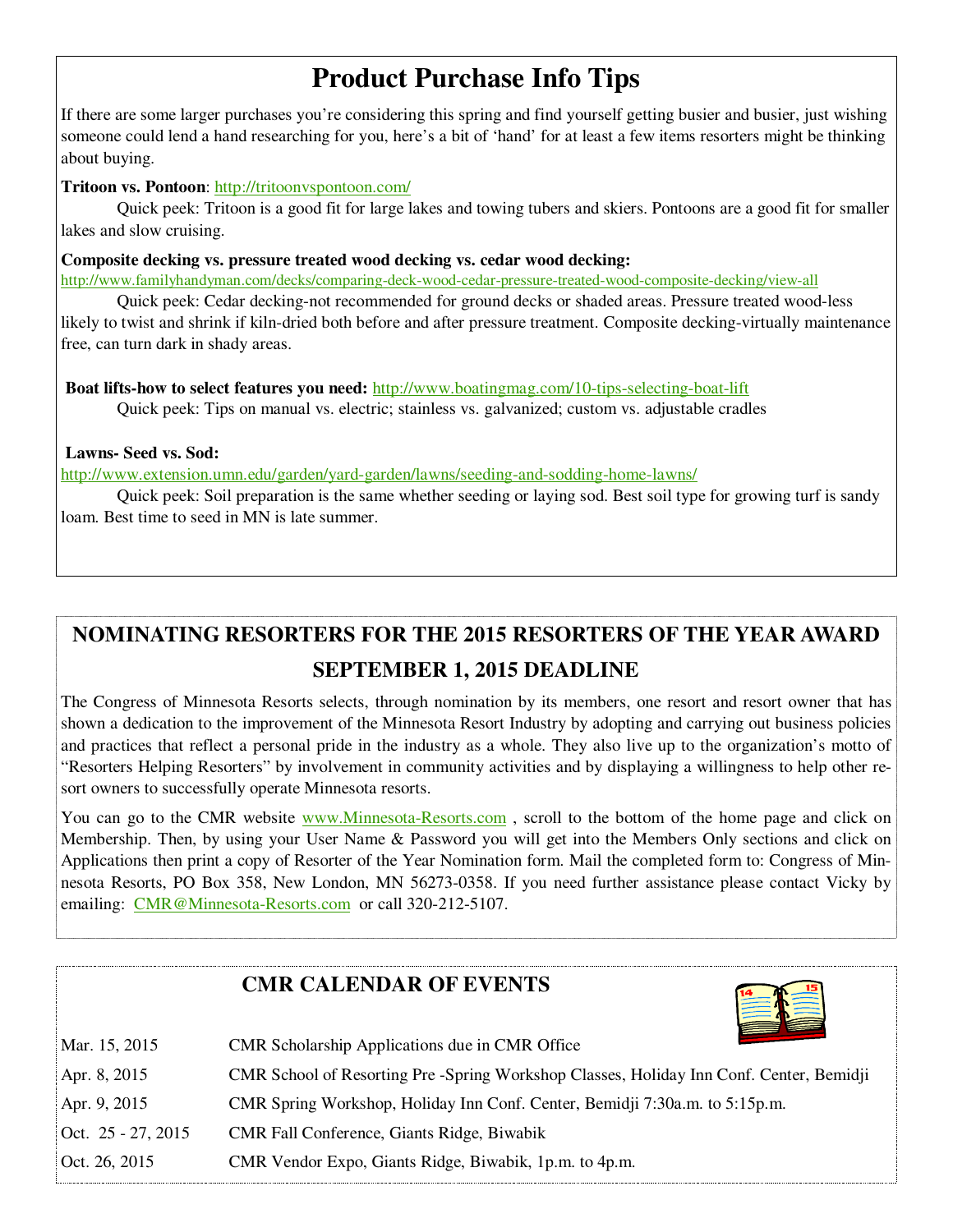# Product Purchase Info Tips

If there are some larger purchases you're considering this spring and find yourself getting busier and busier, just wishing someone could lend a hand researching for you, here's a bit of 'hand' for at least a few items resorters might be thinking about buying.

**Tritoon vs. Pontoon**: http://tritoonvspontoon.com/

Quick peek: Tritoon is a good fit for large lakes and towing tubers and skiers. Pontoons are a good fit for smaller lakes and slow cruising.

**Composite decking vs. pressure treated wood decking vs. cedar wood decking:**
http://www.familyhandyman.com/decks/comparing-deck-wood-cedar-pressure-treated-wood-composite-decking/view-all

Quick peek: Cedar decking-not recommended for ground decks or shaded areas. Pressure treated wood-less likely to twist and shrink if kiln-dried both before and after pressure treatment. Composite decking-virtually maintenance free, can turn dark in shady areas.

**Boat lifts-how to select features you need:** http://www.boatingmag.com/10-tips-selecting-boat-lift

Quick peek: Tips on manual vs. electric; stainless vs. galvanized; custom vs. adjustable cradles

**Lawns- Seed vs. Sod:**
http://www.extension.umn.edu/garden/yard-garden/lawns/seeding-and-sodding-home-lawns/

Quick peek: Soil preparation is the same whether seeding or laying sod. Best soil type for growing turf is sandy loam. Best time to seed in MN is late summer.

## NOMINATING RESORTERS FOR THE 2015 RESORTERS OF THE YEAR AWARD
## SEPTEMBER 1, 2015 DEADLINE

The Congress of Minnesota Resorts selects, through nomination by its members, one resort and resort owner that has shown a dedication to the improvement of the Minnesota Resort Industry by adopting and carrying out business policies and practices that reflect a personal pride in the industry as a whole. They also live up to the organization's motto of "Resorters Helping Resorters" by involvement in community activities and by displaying a willingness to help other resort owners to successfully operate Minnesota resorts.

You can go to the CMR website www.Minnesota-Resorts.com , scroll to the bottom of the home page and click on Membership. Then, by using your User Name & Password you will get into the Members Only sections and click on Applications then print a copy of Resorter of the Year Nomination form. Mail the completed form to: Congress of Minnesota Resorts, PO Box 358, New London, MN 56273-0358. If you need further assistance please contact Vicky by emailing: CMR@Minnesota-Resorts.com or call 320-212-5107.

## CMR CALENDAR OF EVENTS

| | |
|---|---|
| Mar. 15, 2015 | CMR Scholarship Applications due in CMR Office |
| Apr. 8, 2015 | CMR School of Resorting Pre -Spring Workshop Classes, Holiday Inn Conf. Center, Bemidji |
| Apr. 9, 2015 | CMR Spring Workshop, Holiday Inn Conf. Center, Bemidji 7:30a.m. to 5:15p.m. |
| Oct. 25 - 27, 2015 | CMR Fall Conference, Giants Ridge, Biwabik |
| Oct. 26, 2015 | CMR Vendor Expo, Giants Ridge, Biwabik, 1p.m. to 4p.m. |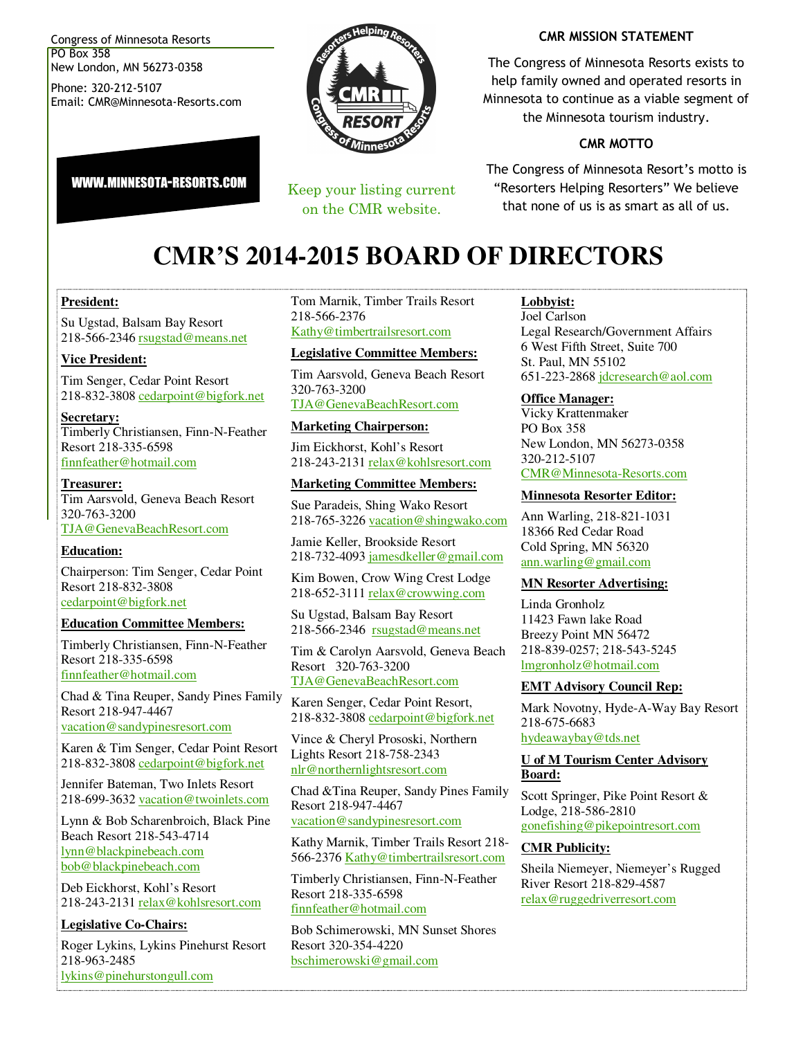Congress of Minnesota Resorts
PO Box 358
New London, MN 56273-0358

Phone: 320-212-5107
Email: CMR@Minnesota-Resorts.com

**WWW.MINNESOTA-RESORTS.COM**

Resorters Helping Resorters
CMR RESORT
Congress of Minnesota Resorts

Keep your listing current on the CMR website.

**CMR MISSION STATEMENT**

The Congress of Minnesota Resorts exists to help family owned and operated resorts in Minnesota to continue as a viable segment of the Minnesota tourism industry.

**CMR MOTTO**

The Congress of Minnesota Resort's motto is "Resorters Helping Resorters" We believe that none of us is as smart as all of us.

# CMR'S 2014-2015 BOARD OF DIRECTORS

**President:**

Su Ugstad, Balsam Bay Resort
218-566-2346 rsugstad@means.net

**Vice President:**

Tim Senger, Cedar Point Resort
218-832-3808 cedarpoint@bigfork.net

**Secretary:**
Timberly Christiansen, Finn-N-Feather Resort 218-335-6598
finnfeather@hotmail.com

**Treasurer:**
Tim Aarsvold, Geneva Beach Resort
320-763-3200
TJA@GenevaBeachResort.com

**Education:**

Chairperson: Tim Senger, Cedar Point Resort 218-832-3808
cedarpoint@bigfork.net

**Education Committee Members:**

Timberly Christiansen, Finn-N-Feather Resort 218-335-6598
finnfeather@hotmail.com

Chad & Tina Reuper, Sandy Pines Family Resort 218-947-4467
vacation@sandypinesresort.com

Karen & Tim Senger, Cedar Point Resort
218-832-3808 cedarpoint@bigfork.net

Jennifer Bateman, Two Inlets Resort
218-699-3632 vacation@twoinlets.com

Lynn & Bob Scharenbroich, Black Pine Beach Resort 218-543-4714
lynn@blackpinebeach.com
bob@blackpinebeach.com

Deb Eickhorst, Kohl's Resort
218-243-2131 relax@kohlsresort.com

**Legislative Co-Chairs:**

Roger Lykins, Lykins Pinehurst Resort
218-963-2485
lykins@pinehurstongull.com

Tom Marnik, Timber Trails Resort
218-566-2376
Kathy@timbertrailsresort.com

**Legislative Committee Members:**

Tim Aarsvold, Geneva Beach Resort
320-763-3200
TJA@GenevaBeachResort.com

**Marketing Chairperson:**

Jim Eickhorst, Kohl's Resort
218-243-2131 relax@kohlsresort.com

**Marketing Committee Members:**

Sue Paradeis, Shing Wako Resort
218-765-3226 vacation@shingwako.com

Jamie Keller, Brookside Resort
218-732-4093 jamesdkeller@gmail.com

Kim Bowen, Crow Wing Crest Lodge
218-652-3111 relax@crowwing.com

Su Ugstad, Balsam Bay Resort
218-566-2346 rsugstad@means.net

Tim & Carolyn Aarsvold, Geneva Beach Resort 320-763-3200
TJA@GenevaBeachResort.com

Karen Senger, Cedar Point Resort,
218-832-3808 cedarpoint@bigfork.net

Vince & Cheryl Prososki, Northern Lights Resort 218-758-2343
nlr@northernlightsresort.com

Chad &Tina Reuper, Sandy Pines Family Resort 218-947-4467
vacation@sandypinesresort.com

Kathy Marnik, Timber Trails Resort 218-566-2376 Kathy@timbertrailsresort.com

Timberly Christiansen, Finn-N-Feather Resort 218-335-6598
finnfeather@hotmail.com

Bob Schimerowski, MN Sunset Shores Resort 320-354-4220
bschimerowski@gmail.com

**Lobbyist:**
Joel Carlson
Legal Research/Government Affairs
6 West Fifth Street, Suite 700
St. Paul, MN 55102
651-223-2868 jdcresearch@aol.com

**Office Manager:**
Vicky Krattenmaker
PO Box 358
New London, MN 56273-0358
320-212-5107
CMR@Minnesota-Resorts.com

**Minnesota Resorter Editor:**

Ann Warling, 218-821-1031
18366 Red Cedar Road
Cold Spring, MN 56320
ann.warling@gmail.com

**MN Resorter Advertising:**

Linda Gronholz
11423 Fawn lake Road
Breezy Point MN 56472
218-839-0257; 218-543-5245
lmgronholz@hotmail.com

**EMT Advisory Council Rep:**

Mark Novotny, Hyde-A-Way Bay Resort
218-675-6683
hydeawaybay@tds.net

**U of M Tourism Center Advisory Board:**

Scott Springer, Pike Point Resort & Lodge, 218-586-2810
gonefishing@pikepointresort.com

**CMR Publicity:**

Sheila Niemeyer, Niemeyer's Rugged River Resort 218-829-4587
relax@ruggedriverresort.com